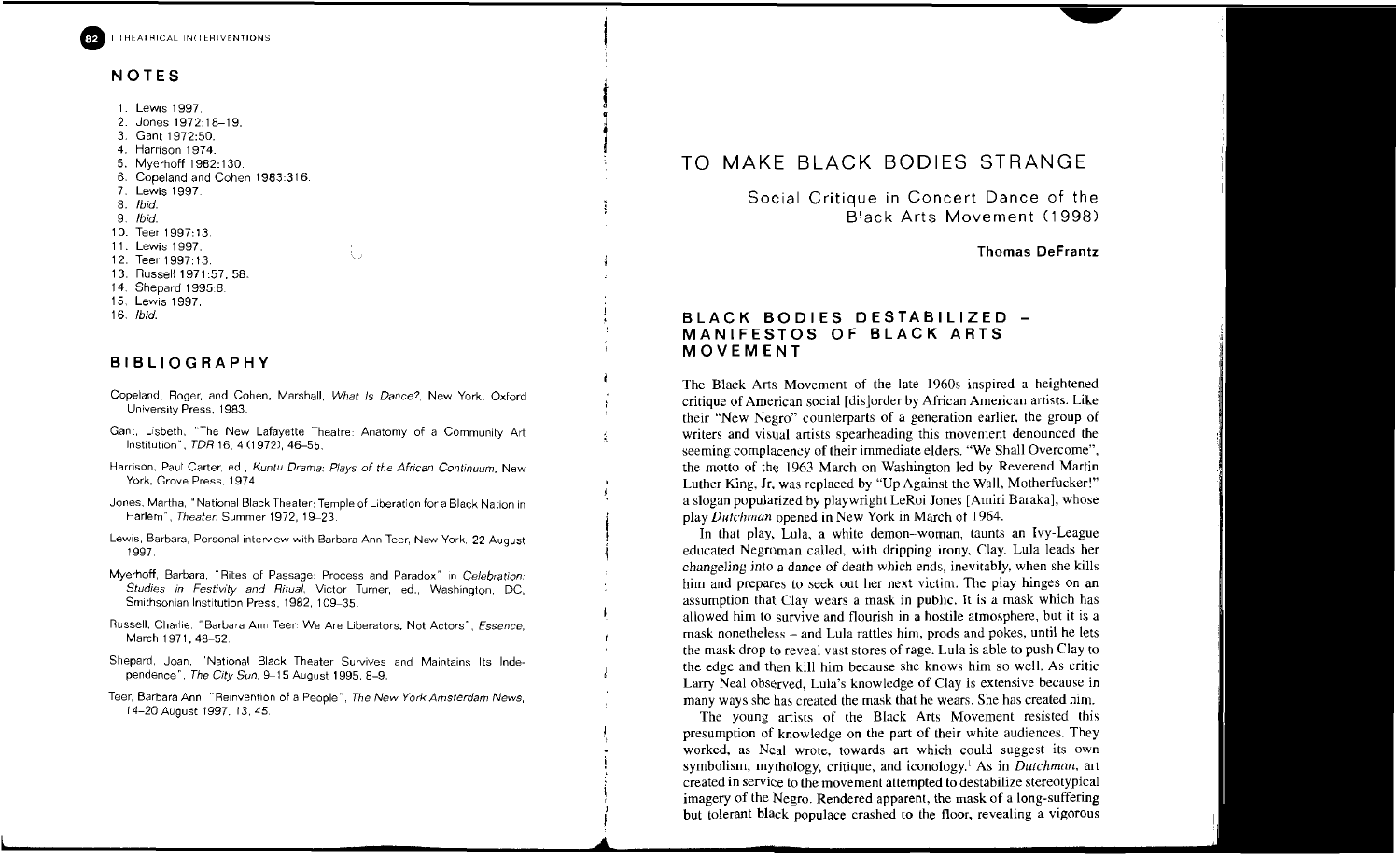## NOTES

1. Lewis 1997.
2. Jones 1972:18–19.
3. Gant 1972:50.
4. Harrison 1974.
5. Myerhoff 1982:130.
6. Copeland and Cohen 1983:316.
7. Lewis 1997.
8. *Ibid.*
9. *Ibid.*
10. Teer 1997:13.
11. Lewis 1997.
12. Teer 1997:13.
13. Russell 1971:57, 58.
14. Shepard 1995:8.
15. Lewis 1997.
16. *Ibid.*

## BIBLIOGRAPHY

Copeland, Roger, and Cohen, Marshall, *What Is Dance?*, New York, Oxford University Press, 1983.

Gant, Lisbeth, "The New Lafayette Theatre: Anatomy of a Community Art Institution", *TDR* 16, 4 (1972), 46–55.

Harrison, Paul Carter, ed., *Kuntu Drama: Plays of the African Continuum*, New York, Grove Press, 1974.

Jones, Martha, "National Black Theater: Temple of Liberation for a Black Nation in Harlem", *Theater*, Summer 1972, 19–23.

Lewis, Barbara, Personal interview with Barbara Ann Teer, New York, 22 August 1997.

Myerhoff, Barbara, "Rites of Passage: Process and Paradox" in *Celebration: Studies in Festivity and Ritual*, Victor Turner, ed., Washington, DC, Smithsonian Institution Press, 1982, 109–35.

Russell, Charlie, "Barbara Ann Teer: We Are Liberators, Not Actors", *Essence*, March 1971, 48–52.

Shepard, Joan, "National Black Theater Survives and Maintains Its Independence", *The City Sun*, 9–15 August 1995, 8–9.

Teer, Barbara Ann, "Reinvention of a People", *The New York Amsterdam News*, 14–20 August 1997, 13, 45.

# TO MAKE BLACK BODIES STRANGE

## Social Critique in Concert Dance of the Black Arts Movement (1998)

**Thomas DeFrantz**

### BLACK BODIES DESTABILIZED – MANIFESTOS OF BLACK ARTS MOVEMENT

The Black Arts Movement of the late 1960s inspired a heightened critique of American social [dis]order by African American artists. Like their "New Negro" counterparts of a generation earlier, the group of writers and visual artists spearheading this movement denounced the seeming complacency of their immediate elders. "We Shall Overcome", the motto of the 1963 March on Washington led by Reverend Martin Luther King, Jr. was replaced by "Up Against the Wall, Motherfucker!" a slogan popularized by playwright LeRoi Jones [Amiri Baraka], whose play *Dutchman* opened in New York in March of 1964.

In that play, Lula, a white demon-woman, taunts an Ivy-League educated Negroman called, with dripping irony, Clay. Lula leads her changeling into a dance of death which ends, inevitably, when she kills him and prepares to seek out her next victim. The play hinges on an assumption that Clay wears a mask in public. It is a mask which has allowed him to survive and flourish in a hostile atmosphere, but it is a mask nonetheless – and Lula rattles him, prods and pokes, until he lets the mask drop to reveal vast stores of rage. Lula is able to push Clay to the edge and then kill him because she knows him so well. As critic Larry Neal observed, Lula's knowledge of Clay is extensive because in many ways she has created the mask that he wears. She has created him.

The young artists of the Black Arts Movement resisted this presumption of knowledge on the part of their white audiences. They worked, as Neal wrote, towards art which could suggest its own symbolism, mythology, critique, and iconology.[1] As in *Dutchman*, art created in service to the movement attempted to destabilize stereotypical imagery of the Negro. Rendered apparent, the mask of a long-suffering but tolerant black populace crashed to the floor, revealing a vigorous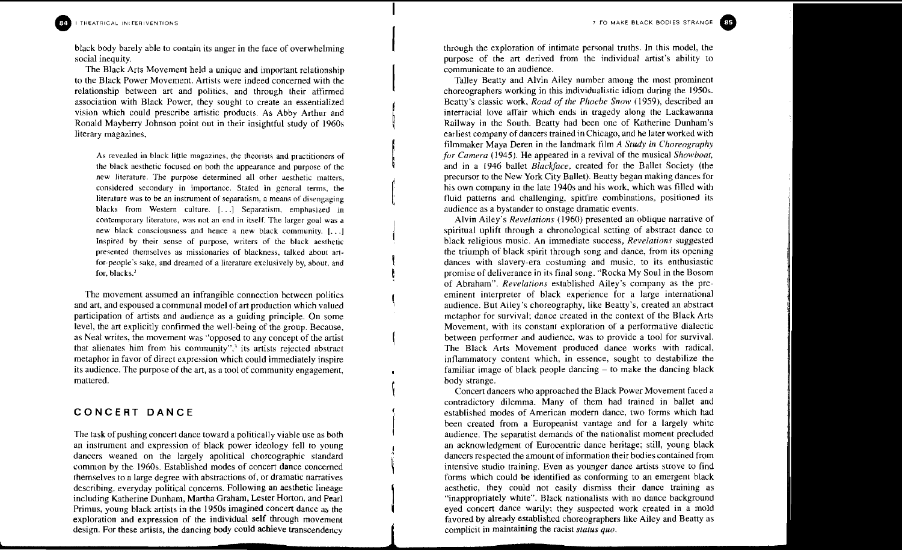black body barely able to contain its anger in the face of overwhelming social inequity.

The Black Arts Movement held a unique and important relationship to the Black Power Movement. Artists were indeed concerned with the relationship between art and politics, and through their affirmed association with Black Power, they sought to create an essentialized vision which could prescribe artistic products. As Abby Arthur and Ronald Mayberry Johnson point out in their insightful study of 1960s literary magazines,

> As revealed in black little magazines, the theorists and practitioners of the black aesthetic focused on both the appearance and purpose of the new literature. The purpose determined all other aesthetic matters, considered secondary in importance. Stated in general terms, the literature was to be an instrument of separatism, a means of disengaging blacks from Western culture. [...] Separatism, emphasized in contemporary literature, was not an end in itself. The larger goal was a new black consciousness and hence a new black community. [...] Inspired by their sense of purpose, writers of the black aesthetic presented themselves as missionaries of blackness, talked about art-for-people's sake, and dreamed of a literature exclusively by, about, and for, blacks.[2]

The movement assumed an infrangible connection between politics and art, and espoused a communal model of art production which valued participation of artists and audience as a guiding principle. On some level, the art explicitly confirmed the well-being of the group. Because, as Neal writes, the movement was "opposed to any concept of the artist that alienates him from his community",[3] its artists rejected abstract metaphor in favor of direct expression which could immediately inspire its audience. The purpose of the art, as a tool of community engagement, mattered.

## CONCERT DANCE

The task of pushing concert dance toward a politically viable use as both an instrument and expression of black power ideology fell to young dancers weaned on the largely apolitical choreographic standard common by the 1960s. Established modes of concert dance concerned themselves to a large degree with abstractions of, or dramatic narratives describing, everyday political concerns. Following an aesthetic lineage including Katherine Dunham, Martha Graham, Lester Horton, and Pearl Primus, young black artists in the 1950s imagined concert dance as the exploration and expression of the individual self through movement design. For these artists, the dancing body could achieve transcendency through the exploration of intimate personal truths. In this model, the purpose of the art derived from the individual artist's ability to communicate to an audience.

Talley Beatty and Alvin Ailey number among the most prominent choreographers working in this individualistic idiom during the 1950s. Beatty's classic work, *Road of the Phoebe Snow* (1959), described an interracial love affair which ends in tragedy along the Lackawanna Railway in the South. Beatty had been one of Katherine Dunham's earliest company of dancers trained in Chicago, and he later worked with filmmaker Maya Deren in the landmark film *A Study in Choreography for Camera* (1945). He appeared in a revival of the musical *Showboat,* and in a 1946 ballet *Blackface*, created for the Ballet Society (the precursor to the New York City Ballet). Beatty began making dances for his own company in the late 1940s and his work, which was filled with fluid patterns and challenging, spitfire combinations, positioned its audience as a bystander to onstage dramatic events.

Alvin Ailey's *Revelations* (1960) presented an oblique narrative of spiritual uplift through a chronological setting of abstract dance to black religious music. An immediate success, *Revelations* suggested the triumph of black spirit through song and dance, from its opening dances with slavery-era costuming and music, to its enthusiastic promise of deliverance in its final song, "Rocka My Soul in the Bosom of Abraham". *Revelations* established Ailey's company as the pre-eminent interpreter of black experience for a large international audience. But Ailey's choreography, like Beatty's, created an abstract metaphor for survival; dance created in the context of the Black Arts Movement, with its constant exploration of a performative dialectic between performer and audience, was to provide a tool for survival. The Black Arts Movement produced dance works with radical, inflammatory content which, in essence, sought to destabilize the familiar image of black people dancing – to make the dancing black body strange.

Concert dancers who approached the Black Power Movement faced a contradictory dilemma. Many of them had trained in ballet and established modes of American modern dance, two forms which had been created from a Europeanist vantage and for a largely white audience. The separatist demands of the nationalist moment precluded an acknowledgment of Eurocentric dance heritage; still, young black dancers respected the amount of information their bodies contained from intensive studio training. Even as younger dance artists strove to find forms which could be identified as conforming to an emergent black aesthetic, they could not easily dismiss their dance training as "inappropriately white". Black nationalists with no dance background eyed concert dance warily; they suspected work created in a mold favored by already established choreographers like Ailey and Beatty as complicit in maintaining the racist *status quo*.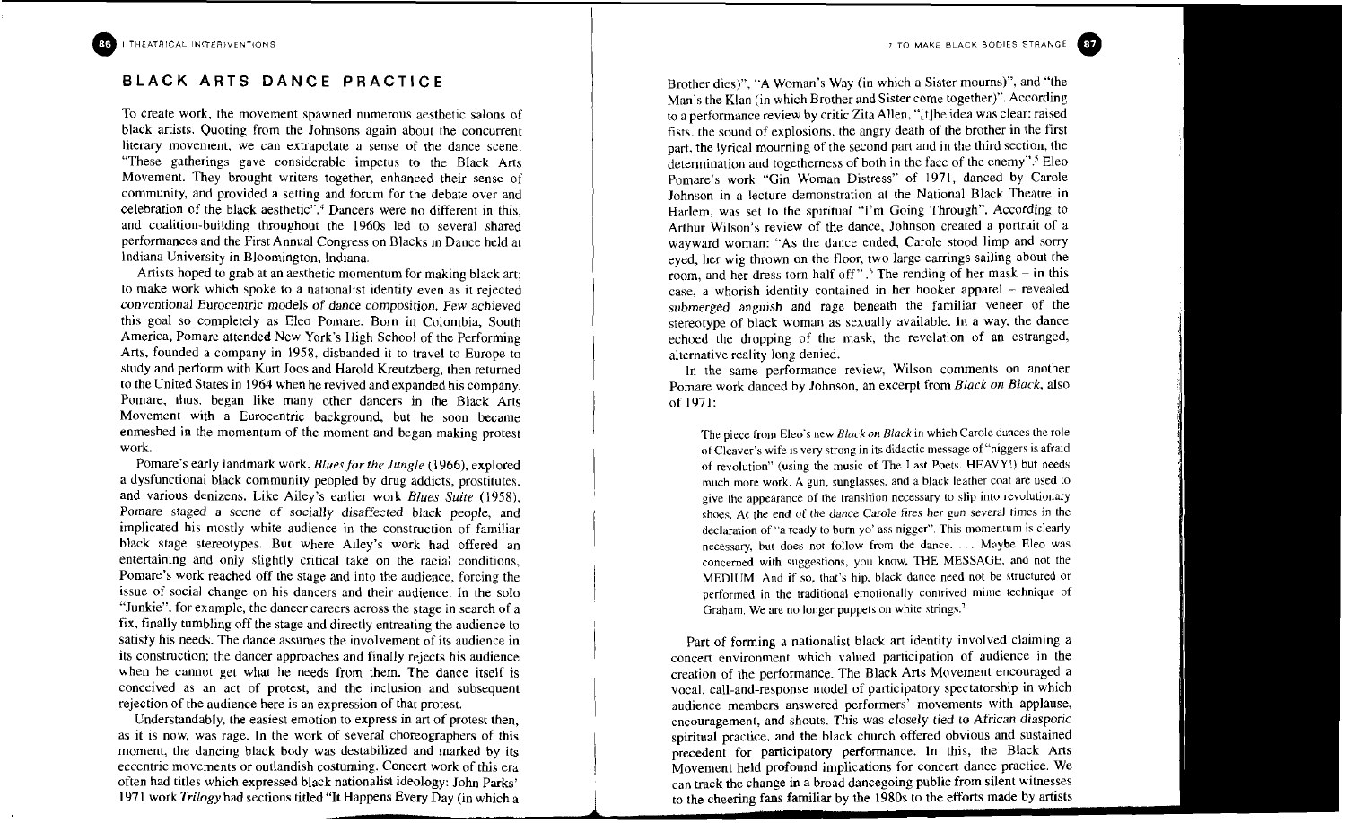## BLACK ARTS DANCE PRACTICE

To create work, the movement spawned numerous aesthetic salons of black artists. Quoting from the Johnsons again about the concurrent literary movement, we can extrapolate a sense of the dance scene: "These gatherings gave considerable impetus to the Black Arts Movement. They brought writers together, enhanced their sense of community, and provided a setting and forum for the debate over and celebration of the black aesthetic".[4] Dancers were no different in this, and coalition-building throughout the 1960s led to several shared performances and the First Annual Congress on Blacks in Dance held at Indiana University in Bloomington, Indiana.

Artists hoped to grab at an aesthetic momentum for making black art; to make work which spoke to a nationalist identity even as it rejected conventional Eurocentric models of dance composition. Few achieved this goal so completely as Eleo Pomare. Born in Colombia, South America, Pomare attended New York's High School of the Performing Arts, founded a company in 1958, disbanded it to travel to Europe to study and perform with Kurt Joos and Harold Kreutzberg, then returned to the United States in 1964 when he revived and expanded his company. Pomare, thus, began like many other dancers in the Black Arts Movement with a Eurocentric background, but he soon became enmeshed in the momentum of the moment and began making protest work.

Pomare's early landmark work, *Blues for the Jungle* (1966), explored a dysfunctional black community peopled by drug addicts, prostitutes, and various denizens. Like Ailey's earlier work *Blues Suite* (1958), Pomare staged a scene of socially disaffected black people, and implicated his mostly white audience in the construction of familiar black stage stereotypes. But where Ailey's work had offered an entertaining and only slightly critical take on the racial conditions, Pomare's work reached off the stage and into the audience, forcing the issue of social change on his dancers and their audience. In the solo "Junkie", for example, the dancer careers across the stage in search of a fix, finally tumbling off the stage and directly entreating the audience to satisfy his needs. The dance assumes the involvement of its audience in its construction; the dancer approaches and finally rejects his audience when he cannot get what he needs from them. The dance itself is conceived as an act of protest, and the inclusion and subsequent rejection of the audience here is an expression of that protest.

Understandably, the easiest emotion to express in art of protest then, as it is now, was rage. In the work of several choreographers of this moment, the dancing black body was destabilized and marked by its eccentric movements or outlandish costuming. Concert work of this era often had titles which expressed black nationalist ideology: John Parks' 1971 work *Trilogy* had sections titled "It Happens Every Day (in which a Brother dies)", "A Woman's Way (in which a Sister mourns)", and "the Man's the Klan (in which Brother and Sister come together)". According to a performance review by critic Zita Allen, "[t]he idea was clear: raised fists, the sound of explosions, the angry death of the brother in the first part, the lyrical mourning of the second part and in the third section, the determination and togetherness of both in the face of the enemy".[5] Eleo Pomare's work "Gin Woman Distress" of 1971, danced by Carole Johnson in a lecture demonstration at the National Black Theatre in Harlem, was set to the spiritual "I'm Going Through". According to Arthur Wilson's review of the dance, Johnson created a portrait of a wayward woman: "As the dance ended, Carole stood limp and sorry eyed, her wig thrown on the floor, two large earrings sailing about the room, and her dress torn half off".[6] The rending of her mask – in this case, a whorish identity contained in her hooker apparel – revealed submerged anguish and rage beneath the familiar veneer of the stereotype of black woman as sexually available. In a way, the dance echoed the dropping of the mask, the revelation of an estranged, alternative reality long denied.

In the same performance review, Wilson comments on another Pomare work danced by Johnson, an excerpt from *Black on Black*, also of 1971:

> The piece from Eleo's new *Black on Black* in which Carole dances the role of Cleaver's wife is very strong in its didactic message of "niggers is afraid of revolution" (using the music of The Last Poets. HEAVY!) but needs much more work. A gun, sunglasses, and a black leather coat are used to give the appearance of the transition necessary to slip into revolutionary shoes. At the end of the dance Carole fires her gun several times in the declaration of "a ready to burn yo' ass nigger". This momentum is clearly necessary, but does not follow from the dance. . . . Maybe Eleo was concerned with suggestions, you know, THE MESSAGE, and not the MEDIUM. And if so, that's hip, black dance need not be structured or performed in the traditional emotionally contrived mime technique of Graham. We are no longer puppets on white strings.[7]

Part of forming a nationalist black art identity involved claiming a concert environment which valued participation of audience in the creation of the performance. The Black Arts Movement encouraged a vocal, call-and-response model of participatory spectatorship in which audience members answered performers' movements with applause, encouragement, and shouts. This was closely tied to African diasporic spiritual practice, and the black church offered obvious and sustained precedent for participatory performance. In this, the Black Arts Movement held profound implications for concert dance practice. We can track the change in a broad dancegoing public from silent witnesses to the cheering fans familiar by the 1980s to the efforts made by artists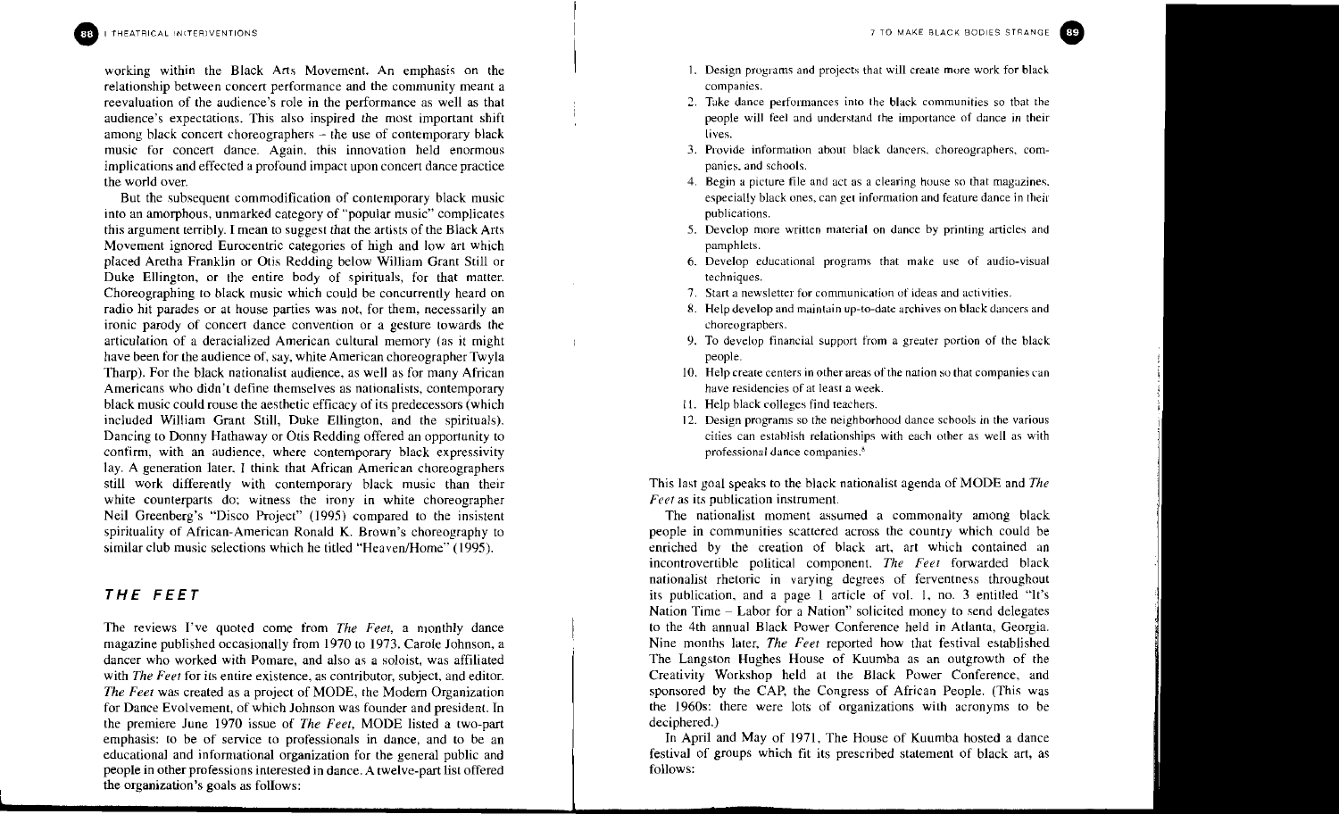working within the Black Arts Movement. An emphasis on the relationship between concert performance and the community meant a reevaluation of the audience's role in the performance as well as that audience's expectations. This also inspired the most important shift among black concert choreographers – the use of contemporary black music for concert dance. Again, this innovation held enormous implications and effected a profound impact upon concert dance practice the world over.

But the subsequent commodification of contemporary black music into an amorphous, unmarked category of "popular music" complicates this argument terribly. I mean to suggest that the artists of the Black Arts Movement ignored Eurocentric categories of high and low art which placed Aretha Franklin or Otis Redding below William Grant Still or Duke Ellington, or the entire body of spirituals, for that matter. Choreographing to black music which could be concurrently heard on radio hit parades or at house parties was not, for them, necessarily an ironic parody of concert dance convention or a gesture towards the articulation of a deracialized American cultural memory (as it might have been for the audience of, say, white American choreographer Twyla Tharp). For the black nationalist audience, as well as for many African Americans who didn't define themselves as nationalists, contemporary black music could rouse the aesthetic efficacy of its predecessors (which included William Grant Still, Duke Ellington, and the spirituals). Dancing to Donny Hathaway or Otis Redding offered an opportunity to confirm, with an audience, where contemporary black expressivity lay. A generation later, I think that African American choreographers still work differently with contemporary black music than their white counterparts do; witness the irony in white choreographer Neil Greenberg's "Disco Project" (1995) compared to the insistent spirituality of African-American Ronald K. Brown's choreography to similar club music selections which he titled "Heaven/Home" (1995).

## THE FEET

The reviews I've quoted come from *The Feet*, a monthly dance magazine published occasionally from 1970 to 1973. Carole Johnson, a dancer who worked with Pomare, and also as a soloist, was affiliated with *The Feet* for its entire existence, as contributor, subject, and editor. *The Feet* was created as a project of MODE, the Modern Organization for Dance Evolvement, of which Johnson was founder and president. In the premiere June 1970 issue of *The Feet*, MODE listed a two-part emphasis: to be of service to professionals in dance, and to be an educational and informational organization for the general public and people in other professions interested in dance. A twelve-part list offered the organization's goals as follows:

1. Design programs and projects that will create more work for black companies.
2. Take dance performances into the black communities so that the people will feel and understand the importance of dance in their lives.
3. Provide information about black dancers, choreographers, companies, and schools.
4. Begin a picture file and act as a clearing house so that magazines, especially black ones, can get information and feature dance in their publications.
5. Develop more written material on dance by printing articles and pamphlets.
6. Develop educational programs that make use of audio-visual techniques.
7. Start a newsletter for communication of ideas and activities.
8. Help develop and maintain up-to-date archives on black dancers and choreographers.
9. To develop financial support from a greater portion of the black people.
10. Help create centers in other areas of the nation so that companies can have residencies of at least a week.
11. Help black colleges find teachers.
12. Design programs so the neighborhood dance schools in the various cities can establish relationships with each other as well as with professional dance companies.[5]

This last goal speaks to the black nationalist agenda of MODE and *The Feet* as its publication instrument.

The nationalist moment assumed a commonalty among black people in communities scattered across the country which could be enriched by the creation of black art, art which contained an incontrovertible political component. *The Feet* forwarded black nationalist rhetoric in varying degrees of ferventness throughout its publication, and a page 1 article of vol. 1, no. 3 entitled "It's Nation Time – Labor for a Nation" solicited money to send delegates to the 4th annual Black Power Conference held in Atlanta, Georgia. Nine months later, *The Feet* reported how that festival established The Langston Hughes House of Kuumba as an outgrowth of the Creativity Workshop held at the Black Power Conference, and sponsored by the CAP, the Congress of African People. (This was the 1960s: there were lots of organizations with acronyms to be deciphered.)

In April and May of 1971, The House of Kuumba hosted a dance festival of groups which fit its prescribed statement of black art, as follows: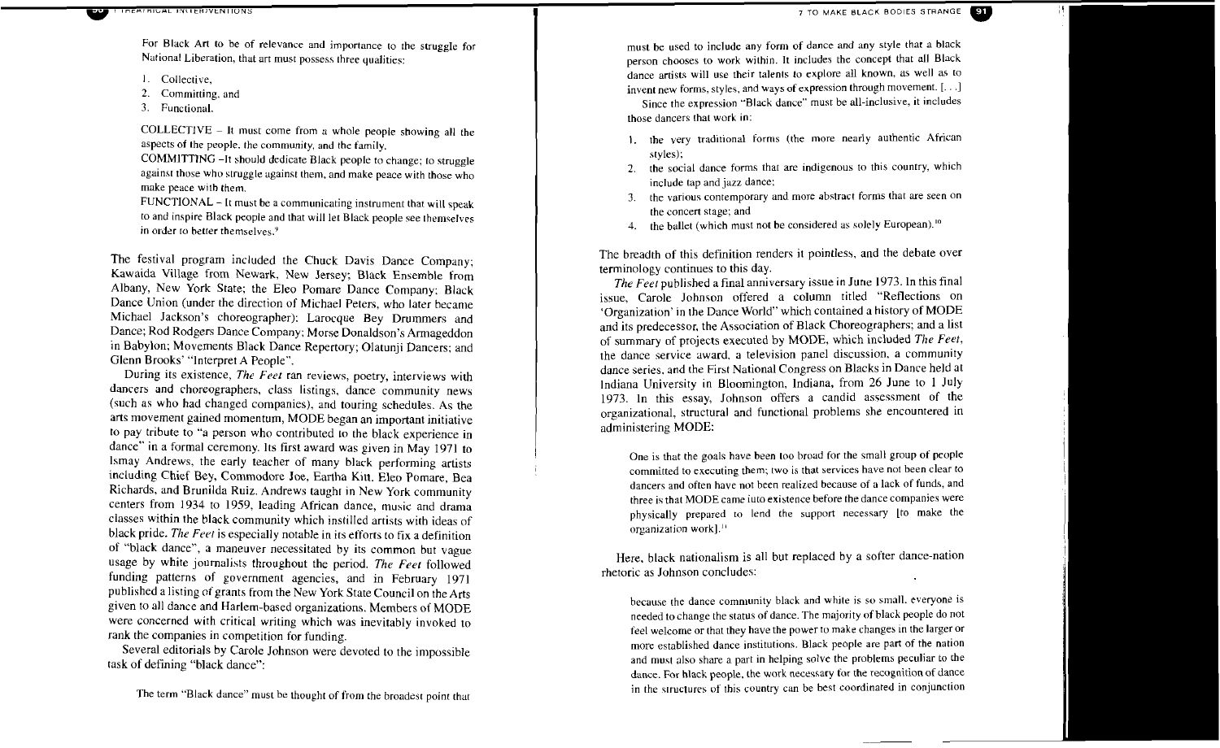For Black Art to be of relevance and importance to the struggle for National Liberation, that art must possess three qualities:

1. Collective,
2. Committing, and
3. Functional.

COLLECTIVE – It must come from a whole people showing all the aspects of the people, the community, and the family.
COMMITTING –It should dedicate Black people to change; to struggle against those who struggle against them, and make peace with those who make peace with them.
FUNCTIONAL – It must be a communicating instrument that will speak to and inspire Black people and that will let Black people see themselves in order to better themselves.[9]

The festival program included the Chuck Davis Dance Company; Kawaida Village from Newark, New Jersey; Black Ensemble from Albany, New York State; the Eleo Pomare Dance Company; Black Dance Union (under the direction of Michael Peters, who later became Michael Jackson's choreographer); Larocque Bey Drummers and Dance; Rod Rodgers Dance Company; Morse Donaldson's Armageddon in Babylon; Movements Black Dance Repertory; Olatunji Dancers; and Glenn Brooks' "Interpret A People".

During its existence, *The Feet* ran reviews, poetry, interviews with dancers and choreographers, class listings, dance community news (such as who had changed companies), and touring schedules. As the arts movement gained momentum, MODE began an important initiative to pay tribute to "a person who contributed to the black experience in dance" in a formal ceremony. Its first award was given in May 1971 to Ismay Andrews, the early teacher of many black performing artists including Chief Bey, Commodore Joe, Eartha Kitt, Eleo Pomare, Bea Richards, and Brunilda Ruiz. Andrews taught in New York community centers from 1934 to 1959, leading African dance, music and drama classes within the black community which instilled artists with ideas of black pride. *The Feet* is especially notable in its efforts to fix a definition of "black dance", a maneuver necessitated by its common but vague usage by white journalists throughout the period. *The Feet* followed funding patterns of government agencies, and in February 1971 published a listing of grants from the New York State Council on the Arts given to all dance and Harlem-based organizations. Members of MODE were concerned with critical writing which was inevitably invoked to rank the companies in competition for funding.

Several editorials by Carole Johnson were devoted to the impossible task of defining "black dance":

The term "Black dance" must be thought of from the broadest point that must be used to include any form of dance and any style that a black person chooses to work within. It includes the concept that all Black dance artists will use their talents to explore all known, as well as to invent new forms, styles, and ways of expression through movement. [. . .]
Since the expression "Black dance" must be all-inclusive, it includes those dancers that work in:

1. the very traditional forms (the more nearly authentic African styles);
2. the social dance forms that are indigenous to this country, which include tap and jazz dance;
3. the various contemporary and more abstract forms that are seen on the concert stage; and
4. the ballet (which must not be considered as solely European).[10]

The breadth of this definition renders it pointless, and the debate over terminology continues to this day.

*The Feet* published a final anniversary issue in June 1973. In this final issue, Carole Johnson offered a column titled "Reflections on 'Organization' in the Dance World" which contained a history of MODE and its predecessor, the Association of Black Choreographers; and a list of summary of projects executed by MODE, which included *The Feet*, the dance service award, a television panel discussion, a community dance series, and the First National Congress on Blacks in Dance held at Indiana University in Bloomington, Indiana, from 26 June to 1 July 1973. In this essay, Johnson offers a candid assessment of the organizational, structural and functional problems she encountered in administering MODE:

One is that the goals have been too broad for the small group of people committed to executing them; two is that services have not been clear to dancers and often have not been realized because of a lack of funds, and three is that MODE came into existence before the dance companies were physically prepared to lend the support necessary [to make the organization work].[11]

Here, black nationalism is all but replaced by a softer dance-nation rhetoric as Johnson concludes:

because the dance community black and white is so small, everyone is needed to change the status of dance. The majority of black people do not feel welcome or that they have the power to make changes in the larger or more established dance institutions. Black people are part of the nation and must also share a part in helping solve the problems peculiar to the dance. For black people, the work necessary for the recognition of dance in the structures of this country can be best coordinated in conjunction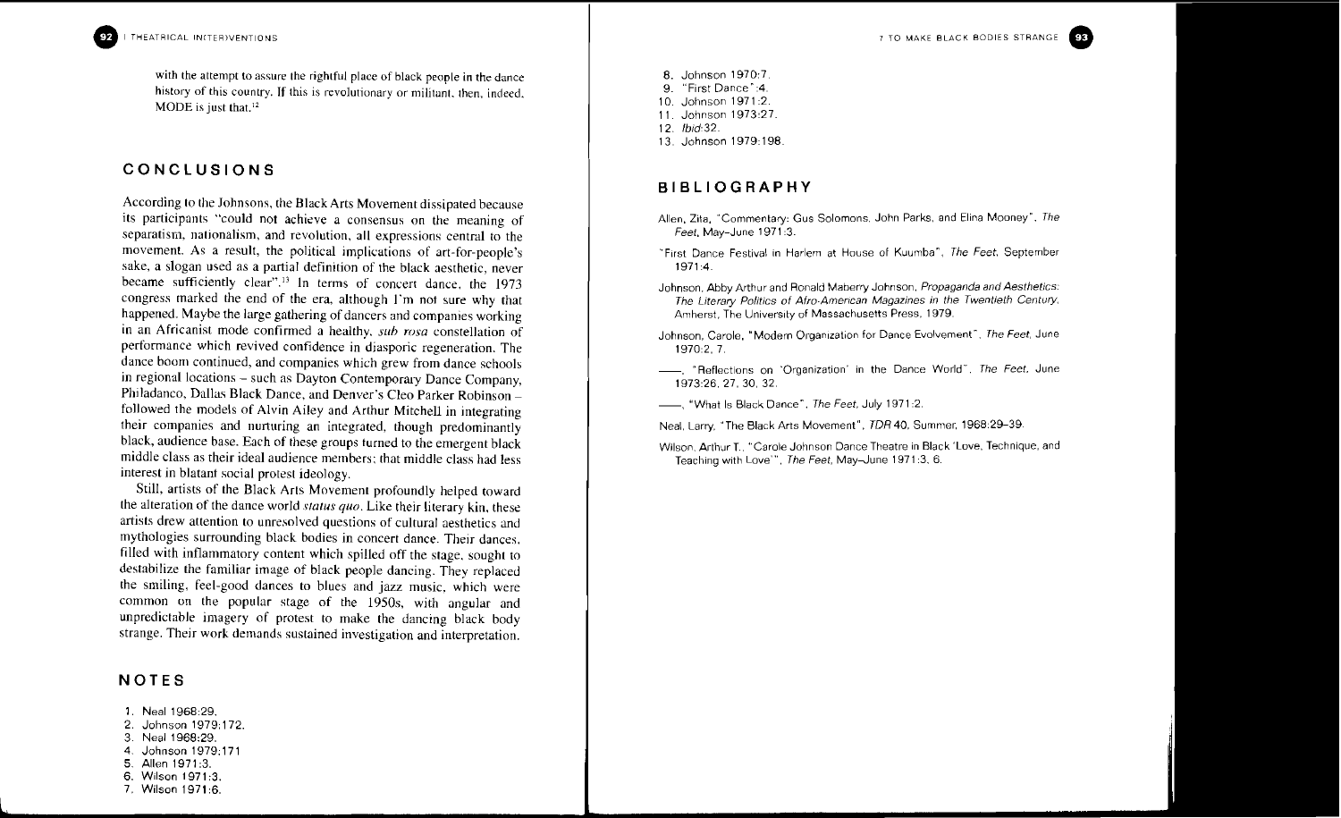with the attempt to assure the rightful place of black people in the dance history of this country. If this is revolutionary or militant, then, indeed, MODE is just that.[12]

## CONCLUSIONS

According to the Johnsons, the Black Arts Movement dissipated because its participants "could not achieve a consensus on the meaning of separatism, nationalism, and revolution, all expressions central to the movement. As a result, the political implications of art-for-people's sake, a slogan used as a partial definition of the black aesthetic, never became sufficiently clear".[13] In terms of concert dance, the 1973 congress marked the end of the era, although I'm not sure why that happened. Maybe the large gathering of dancers and companies working in an Africanist mode confirmed a healthy, *sub rosa* constellation of performance which revived confidence in diasporic regeneration. The dance boom continued, and companies which grew from dance schools in regional locations – such as Dayton Contemporary Dance Company, Philadanco, Dallas Black Dance, and Denver's Cleo Parker Robinson – followed the models of Alvin Ailey and Arthur Mitchell in integrating their companies and nurturing an integrated, though predominantly black, audience base. Each of these groups turned to the emergent black middle class as their ideal audience members; that middle class had less interest in blatant social protest ideology.

Still, artists of the Black Arts Movement profoundly helped toward the alteration of the dance world *status quo*. Like their literary kin, these artists drew attention to unresolved questions of cultural aesthetics and mythologies surrounding black bodies in concert dance. Their dances, filled with inflammatory content which spilled off the stage, sought to destabilize the familiar image of black people dancing. They replaced the smiling, feel-good dances to blues and jazz music, which were common on the popular stage of the 1950s, with angular and unpredictable imagery of protest to make the dancing black body strange. Their work demands sustained investigation and interpretation.

## NOTES

1. Neal 1968:29.
2. Johnson 1979:172.
3. Neal 1968:29.
4. Johnson 1979:171
5. Allen 1971:3.
6. Wilson 1971:3.
7. Wilson 1971:6.
8. Johnson 1970:7.
9. "First Dance":4.
10. Johnson 1971:2.
11. Johnson 1973:27.
12. *Ibid*:32.
13. Johnson 1979:198.

## BIBLIOGRAPHY

Allen, Zita, "Commentary: Gus Solomons, John Parks, and Elina Mooney", *The Feet*, May–June 1971:3.

"First Dance Festival in Harlem at House of Kuumba", *The Feet*, September 1971:4.

Johnson, Abby Arthur and Ronald Maberry Johnson, *Propaganda and Aesthetics: The Literary Politics of Afro-American Magazines in the Twentieth Century*, Amherst, The University of Massachusetts Press, 1979.

Johnson, Carole, "Modern Organization for Dance Evolvement", *The Feet*, June 1970:2, 7.

——, "Reflections on 'Organization' in the Dance World", *The Feet*, June 1973:26, 27, 30, 32.

——, "What Is Black Dance", *The Feet*, July 1971:2.

Neal, Larry, "The Black Arts Movement", *TDR* 40, Summer, 1968:29–39.

Wilson, Arthur T., "Carole Johnson Dance Theatre in Black 'Love, Technique, and Teaching with Love'", *The Feet*, May–June 1971:3, 6.